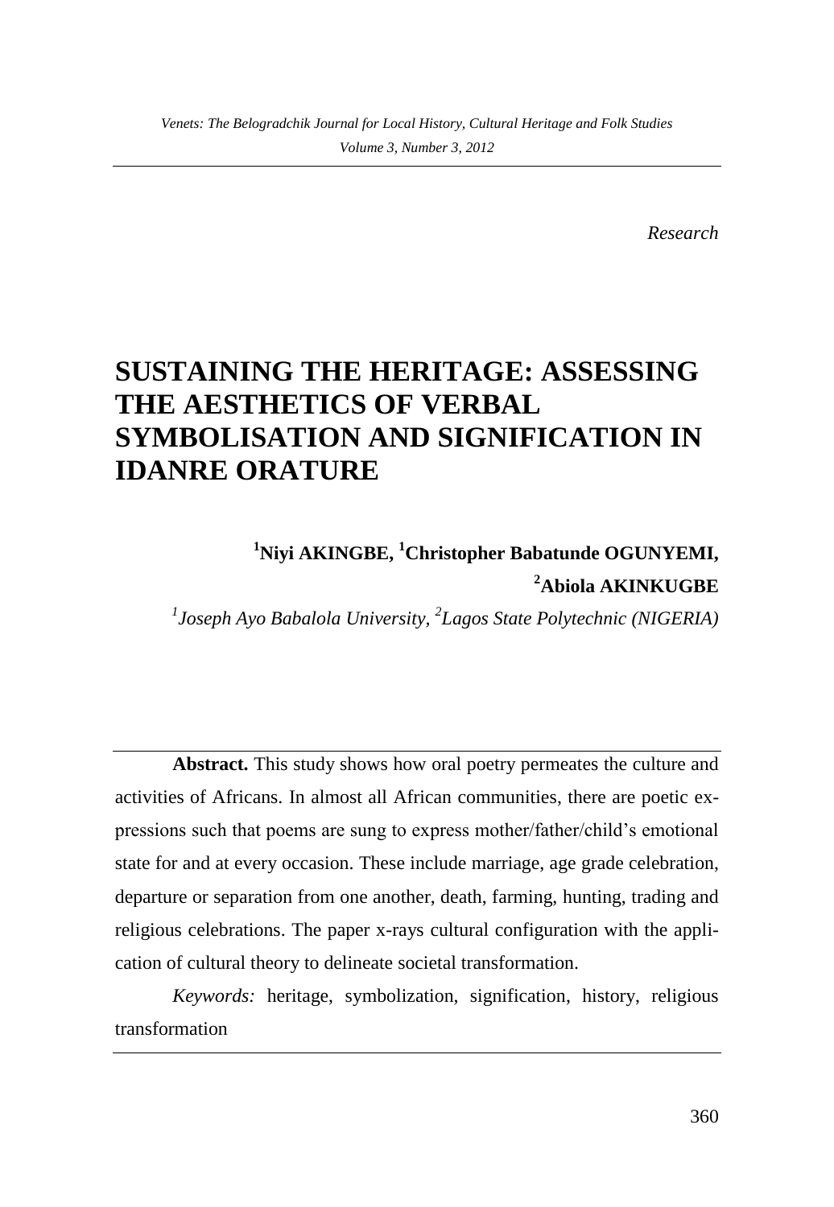*Research*

# SUSTAINING THE HERITAGE: ASSESSING THE AESTHETICS OF VERBAL SYMBOLISATION AND SIGNIFICATION IN IDANRE ORATURE

**[1]Niyi AKINGBE, [1]Christopher Babatunde OGUNYEMI, [2]Abiola AKINKUGBE**

*[1]Joseph Ayo Babalola University, [2]Lagos State Polytechnic (NIGERIA)*

**Abstract.** This study shows how oral poetry permeates the culture and activities of Africans. In almost all African communities, there are poetic expressions such that poems are sung to express mother/father/child's emotional state for and at every occasion. These include marriage, age grade celebration, departure or separation from one another, death, farming, hunting, trading and religious celebrations. The paper x-rays cultural configuration with the application of cultural theory to delineate societal transformation.

*Keywords:* heritage, symbolization, signification, history, religious transformation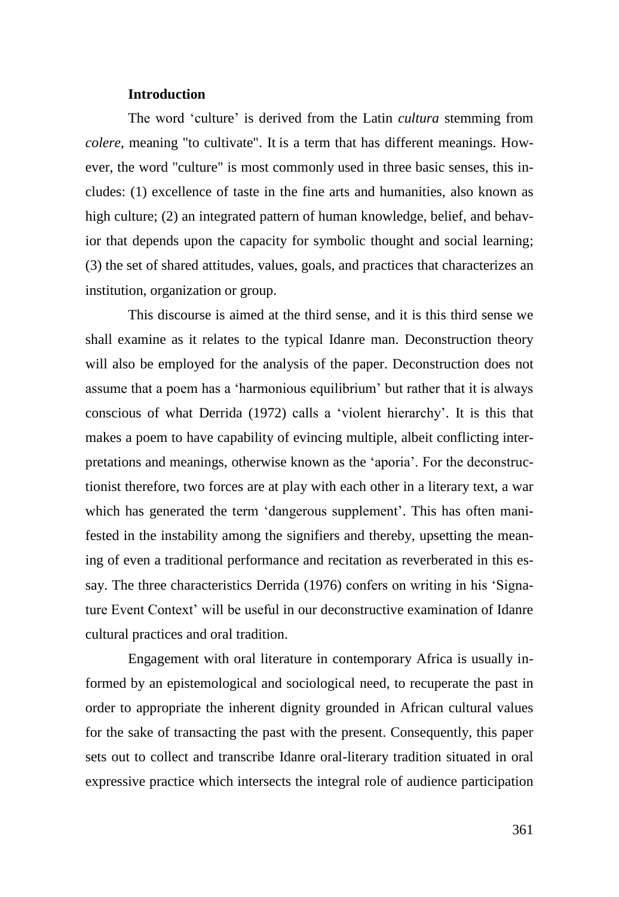## Introduction

The word 'culture' is derived from the Latin *cultura* stemming from *colere*, meaning "to cultivate". It is a term that has different meanings. However, the word "culture" is most commonly used in three basic senses, this includes: (1) excellence of taste in the fine arts and humanities, also known as high culture; (2) an integrated pattern of human knowledge, belief, and behavior that depends upon the capacity for symbolic thought and social learning; (3) the set of shared attitudes, values, goals, and practices that characterizes an institution, organization or group.

This discourse is aimed at the third sense, and it is this third sense we shall examine as it relates to the typical Idanre man. Deconstruction theory will also be employed for the analysis of the paper. Deconstruction does not assume that a poem has a 'harmonious equilibrium' but rather that it is always conscious of what Derrida (1972) calls a 'violent hierarchy'. It is this that makes a poem to have capability of evincing multiple, albeit conflicting interpretations and meanings, otherwise known as the 'aporia'. For the deconstructionist therefore, two forces are at play with each other in a literary text, a war which has generated the term 'dangerous supplement'. This has often manifested in the instability among the signifiers and thereby, upsetting the meaning of even a traditional performance and recitation as reverberated in this essay. The three characteristics Derrida (1976) confers on writing in his 'Signature Event Context' will be useful in our deconstructive examination of Idanre cultural practices and oral tradition.

Engagement with oral literature in contemporary Africa is usually informed by an epistemological and sociological need, to recuperate the past in order to appropriate the inherent dignity grounded in African cultural values for the sake of transacting the past with the present. Consequently, this paper sets out to collect and transcribe Idanre oral-literary tradition situated in oral expressive practice which intersects the integral role of audience participation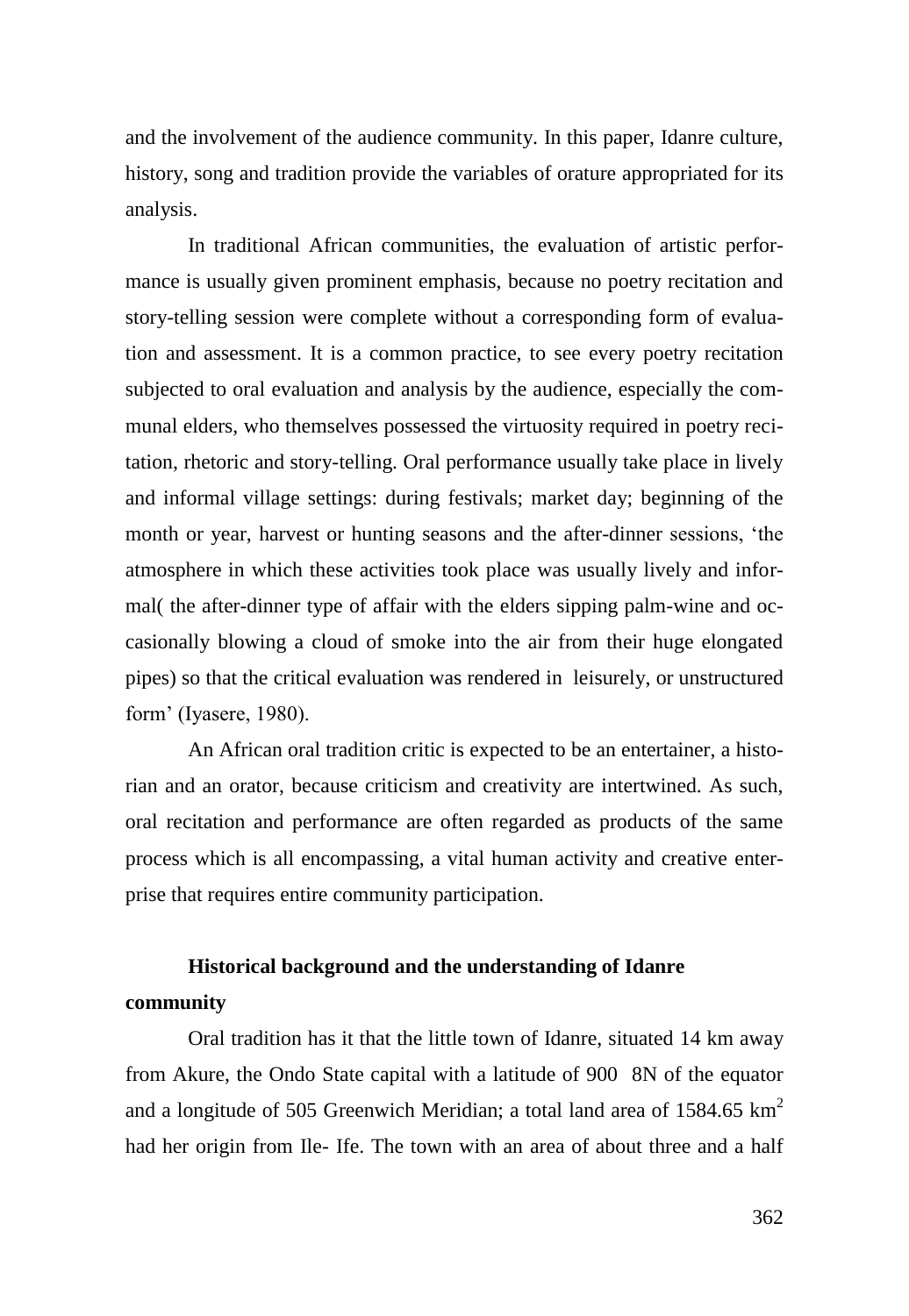and the involvement of the audience community. In this paper, Idanre culture, history, song and tradition provide the variables of orature appropriated for its analysis.

In traditional African communities, the evaluation of artistic performance is usually given prominent emphasis, because no poetry recitation and story-telling session were complete without a corresponding form of evaluation and assessment. It is a common practice, to see every poetry recitation subjected to oral evaluation and analysis by the audience, especially the communal elders, who themselves possessed the virtuosity required in poetry recitation, rhetoric and story-telling. Oral performance usually take place in lively and informal village settings: during festivals; market day; beginning of the month or year, harvest or hunting seasons and the after-dinner sessions, 'the atmosphere in which these activities took place was usually lively and informal( the after-dinner type of affair with the elders sipping palm-wine and occasionally blowing a cloud of smoke into the air from their huge elongated pipes) so that the critical evaluation was rendered in leisurely, or unstructured form' (Iyasere, 1980).

An African oral tradition critic is expected to be an entertainer, a historian and an orator, because criticism and creativity are intertwined. As such, oral recitation and performance are often regarded as products of the same process which is all encompassing, a vital human activity and creative enterprise that requires entire community participation.

## Historical background and the understanding of Idanre community

Oral tradition has it that the little town of Idanre, situated 14 km away from Akure, the Ondo State capital with a latitude of 900 8N of the equator and a longitude of 505 Greenwich Meridian; a total land area of 1584.65 km$^2$ had her origin from Ile- Ife. The town with an area of about three and a half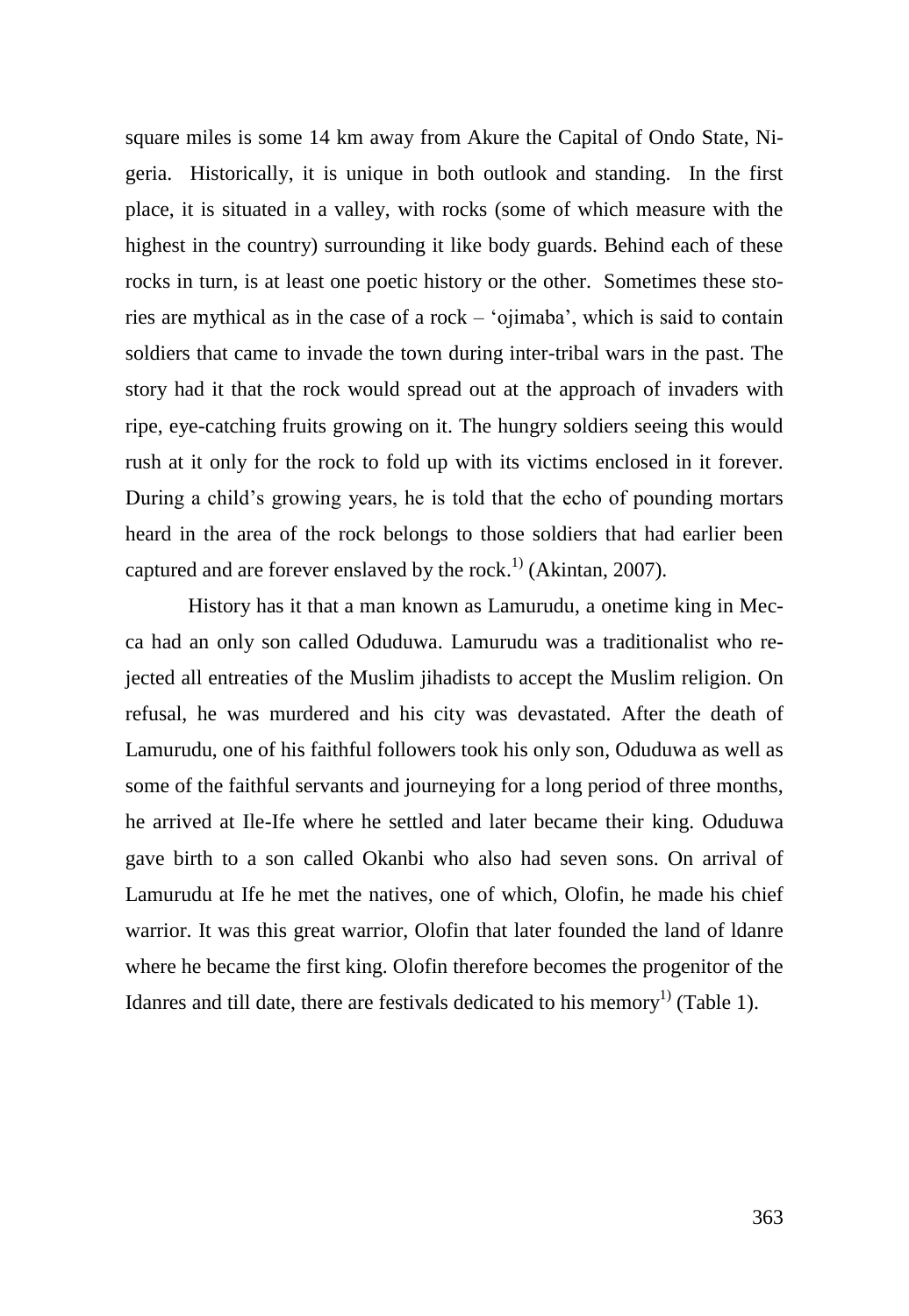square miles is some 14 km away from Akure the Capital of Ondo State, Nigeria. Historically, it is unique in both outlook and standing. In the first place, it is situated in a valley, with rocks (some of which measure with the highest in the country) surrounding it like body guards. Behind each of these rocks in turn, is at least one poetic history or the other. Sometimes these stories are mythical as in the case of a rock – 'ojimaba', which is said to contain soldiers that came to invade the town during inter-tribal wars in the past. The story had it that the rock would spread out at the approach of invaders with ripe, eye-catching fruits growing on it. The hungry soldiers seeing this would rush at it only for the rock to fold up with its victims enclosed in it forever. During a child's growing years, he is told that the echo of pounding mortars heard in the area of the rock belongs to those soldiers that had earlier been captured and are forever enslaved by the rock.[1)] (Akintan, 2007).

History has it that a man known as Lamurudu, a onetime king in Mecca had an only son called Oduduwa. Lamurudu was a traditionalist who rejected all entreaties of the Muslim jihadists to accept the Muslim religion. On refusal, he was murdered and his city was devastated. After the death of Lamurudu, one of his faithful followers took his only son, Oduduwa as well as some of the faithful servants and journeying for a long period of three months, he arrived at Ile-Ife where he settled and later became their king. Oduduwa gave birth to a son called Okanbi who also had seven sons. On arrival of Lamurudu at Ife he met the natives, one of which, Olofin, he made his chief warrior. It was this great warrior, Olofin that later founded the land of ldanre where he became the first king. Olofin therefore becomes the progenitor of the Idanres and till date, there are festivals dedicated to his memory[1)] (Table 1).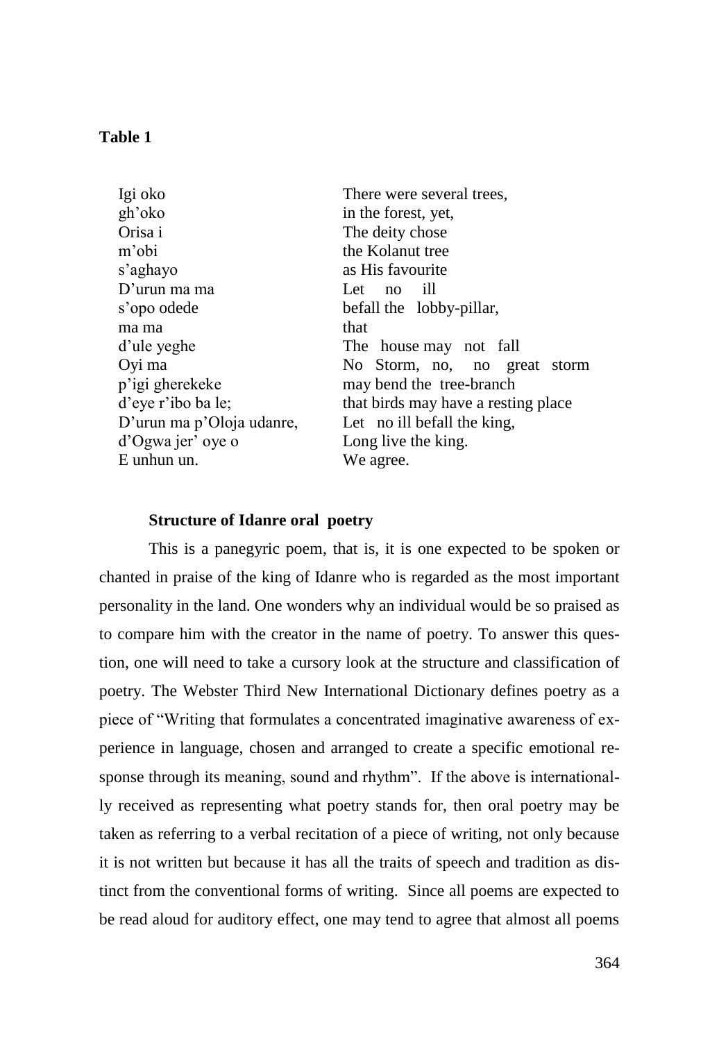**Table 1**

| | |
|---|---|
| Igi oko | There were several trees, |
| gh'oko | in the forest, yet, |
| Orisa i | The deity chose |
| m'obi | the Kolanut tree |
| s'aghayo | as His favourite |
| D'urun ma ma | Let no ill |
| s'opo odede | befall the lobby-pillar, |
| ma ma | that |
| d'ule yeghe | The house may not fall |
| Oyi ma | No Storm, no, no great storm |
| p'igi gherekeke | may bend the tree-branch |
| d'eye r'ibo ba le; | that birds may have a resting place |
| D'urun ma p'Oloja udanre, | Let no ill befall the king, |
| d'Ogwa jer' oye o | Long live the king. |
| E unhun un. | We agree. |

**Structure of Idanre oral poetry**

This is a panegyric poem, that is, it is one expected to be spoken or chanted in praise of the king of Idanre who is regarded as the most important personality in the land. One wonders why an individual would be so praised as to compare him with the creator in the name of poetry. To answer this question, one will need to take a cursory look at the structure and classification of poetry. The Webster Third New International Dictionary defines poetry as a piece of "Writing that formulates a concentrated imaginative awareness of experience in language, chosen and arranged to create a specific emotional response through its meaning, sound and rhythm". If the above is internationally received as representing what poetry stands for, then oral poetry may be taken as referring to a verbal recitation of a piece of writing, not only because it is not written but because it has all the traits of speech and tradition as distinct from the conventional forms of writing. Since all poems are expected to be read aloud for auditory effect, one may tend to agree that almost all poems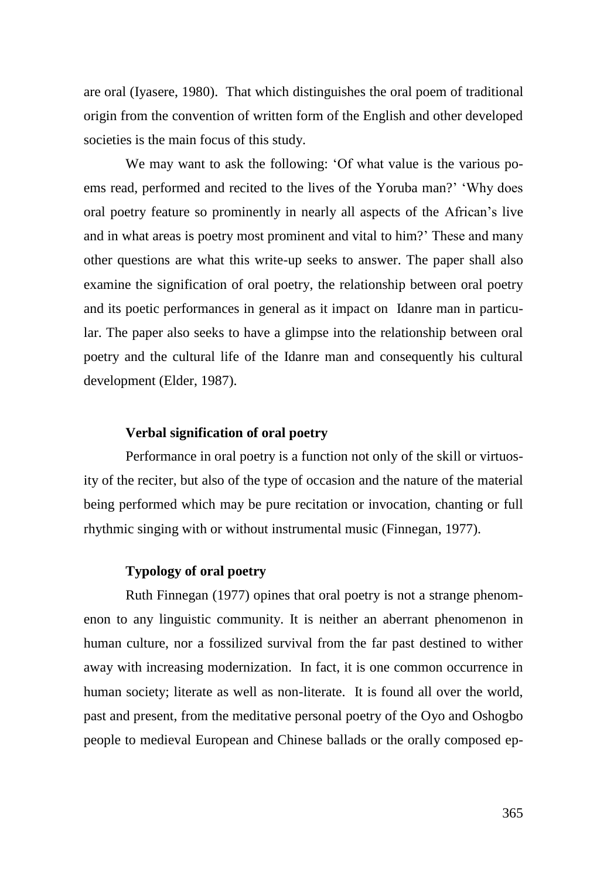are oral (Iyasere, 1980). That which distinguishes the oral poem of traditional origin from the convention of written form of the English and other developed societies is the main focus of this study.

We may want to ask the following: 'Of what value is the various poems read, performed and recited to the lives of the Yoruba man?' 'Why does oral poetry feature so prominently in nearly all aspects of the African's live and in what areas is poetry most prominent and vital to him?' These and many other questions are what this write-up seeks to answer. The paper shall also examine the signification of oral poetry, the relationship between oral poetry and its poetic performances in general as it impact on Idanre man in particular. The paper also seeks to have a glimpse into the relationship between oral poetry and the cultural life of the Idanre man and consequently his cultural development (Elder, 1987).

### Verbal signification of oral poetry

Performance in oral poetry is a function not only of the skill or virtuosity of the reciter, but also of the type of occasion and the nature of the material being performed which may be pure recitation or invocation, chanting or full rhythmic singing with or without instrumental music (Finnegan, 1977).

### Typology of oral poetry

Ruth Finnegan (1977) opines that oral poetry is not a strange phenomenon to any linguistic community. It is neither an aberrant phenomenon in human culture, nor a fossilized survival from the far past destined to wither away with increasing modernization. In fact, it is one common occurrence in human society; literate as well as non-literate. It is found all over the world, past and present, from the meditative personal poetry of the Oyo and Oshogbo people to medieval European and Chinese ballads or the orally composed ep-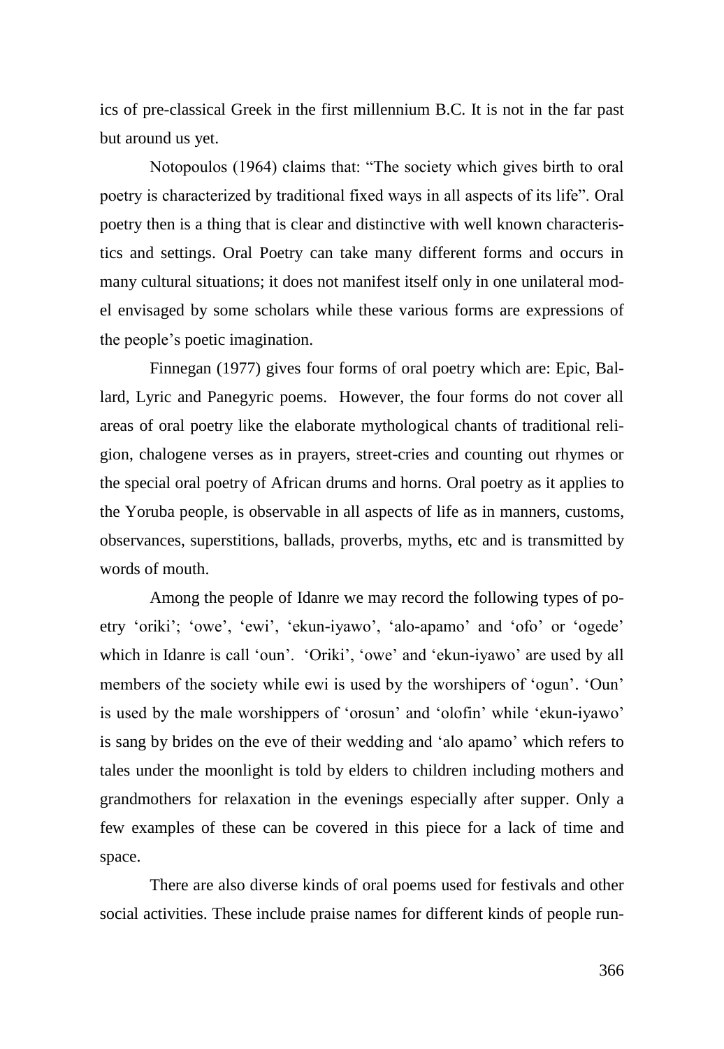ics of pre-classical Greek in the first millennium B.C. It is not in the far past but around us yet.

Notopoulos (1964) claims that: "The society which gives birth to oral poetry is characterized by traditional fixed ways in all aspects of its life". Oral poetry then is a thing that is clear and distinctive with well known characteristics and settings. Oral Poetry can take many different forms and occurs in many cultural situations; it does not manifest itself only in one unilateral model envisaged by some scholars while these various forms are expressions of the people's poetic imagination.

Finnegan (1977) gives four forms of oral poetry which are: Epic, Ballard, Lyric and Panegyric poems. However, the four forms do not cover all areas of oral poetry like the elaborate mythological chants of traditional religion, chalogene verses as in prayers, street-cries and counting out rhymes or the special oral poetry of African drums and horns. Oral poetry as it applies to the Yoruba people, is observable in all aspects of life as in manners, customs, observances, superstitions, ballads, proverbs, myths, etc and is transmitted by words of mouth.

Among the people of Idanre we may record the following types of poetry 'oriki'; 'owe', 'ewi', 'ekun-iyawo', 'alo-apamo' and 'ofo' or 'ogede' which in Idanre is call 'oun'. 'Oriki', 'owe' and 'ekun-iyawo' are used by all members of the society while ewi is used by the worshipers of 'ogun'. 'Oun' is used by the male worshippers of 'orosun' and 'olofin' while 'ekun-iyawo' is sang by brides on the eve of their wedding and 'alo apamo' which refers to tales under the moonlight is told by elders to children including mothers and grandmothers for relaxation in the evenings especially after supper. Only a few examples of these can be covered in this piece for a lack of time and space.

There are also diverse kinds of oral poems used for festivals and other social activities. These include praise names for different kinds of people run-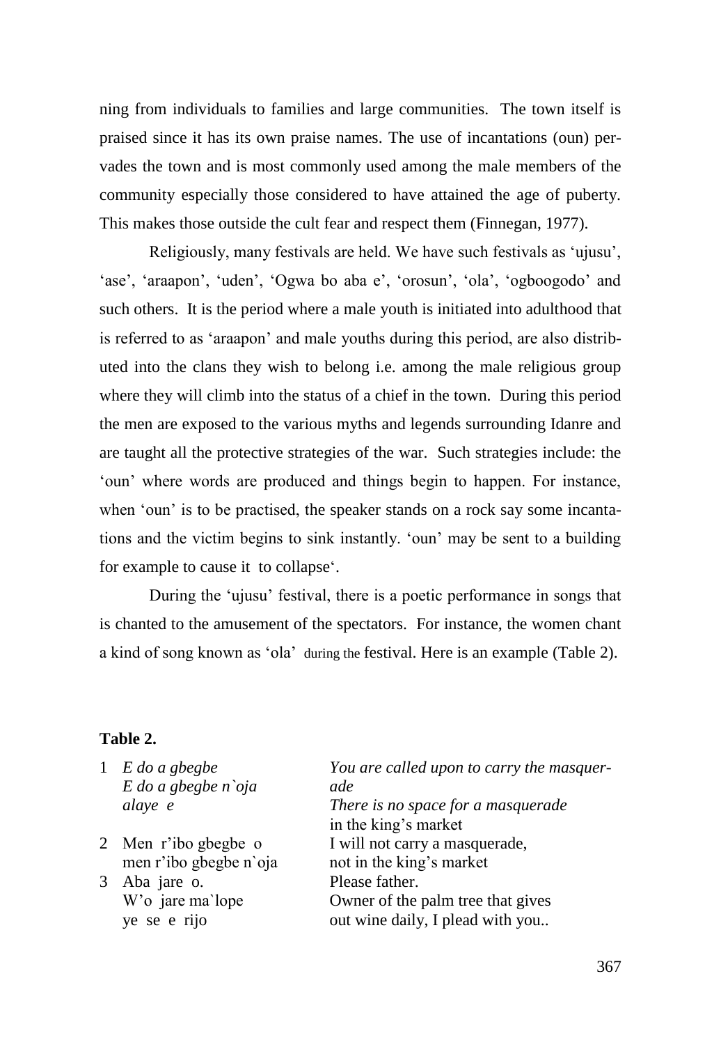ning from individuals to families and large communities. The town itself is praised since it has its own praise names. The use of incantations (oun) pervades the town and is most commonly used among the male members of the community especially those considered to have attained the age of puberty. This makes those outside the cult fear and respect them (Finnegan, 1977).

Religiously, many festivals are held. We have such festivals as 'ujusu', 'ase', 'araapon', 'uden', 'Ogwa bo aba e', 'orosun', 'ola', 'ogboogodo' and such others. It is the period where a male youth is initiated into adulthood that is referred to as 'araapon' and male youths during this period, are also distributed into the clans they wish to belong i.e. among the male religious group where they will climb into the status of a chief in the town. During this period the men are exposed to the various myths and legends surrounding Idanre and are taught all the protective strategies of the war. Such strategies include: the 'oun' where words are produced and things begin to happen. For instance, when 'oun' is to be practised, the speaker stands on a rock say some incantations and the victim begins to sink instantly. 'oun' may be sent to a building for example to cause it to collapse'.

During the 'ujusu' festival, there is a poetic performance in songs that is chanted to the amusement of the spectators. For instance, the women chant a kind of song known as 'ola' during the festival. Here is an example (Table 2).

**Table 2.**

| | | |
|---|---|---|
| 1 | *E do a gbegbe*<br>*E do a gbegbe n`oja alaye e* | *You are called upon to carry the masquerade*<br>*There is no space for a masquerade* in the king's market |
| 2 | Men r'ibo gbegbe o<br>men r'ibo gbegbe n`oja | I will not carry a masquerade,<br>not in the king's market |
| 3 | Aba jare o.<br>W'o jare ma`lope ye se e rijo | Please father.<br>Owner of the palm tree that gives out wine daily, I plead with you.. |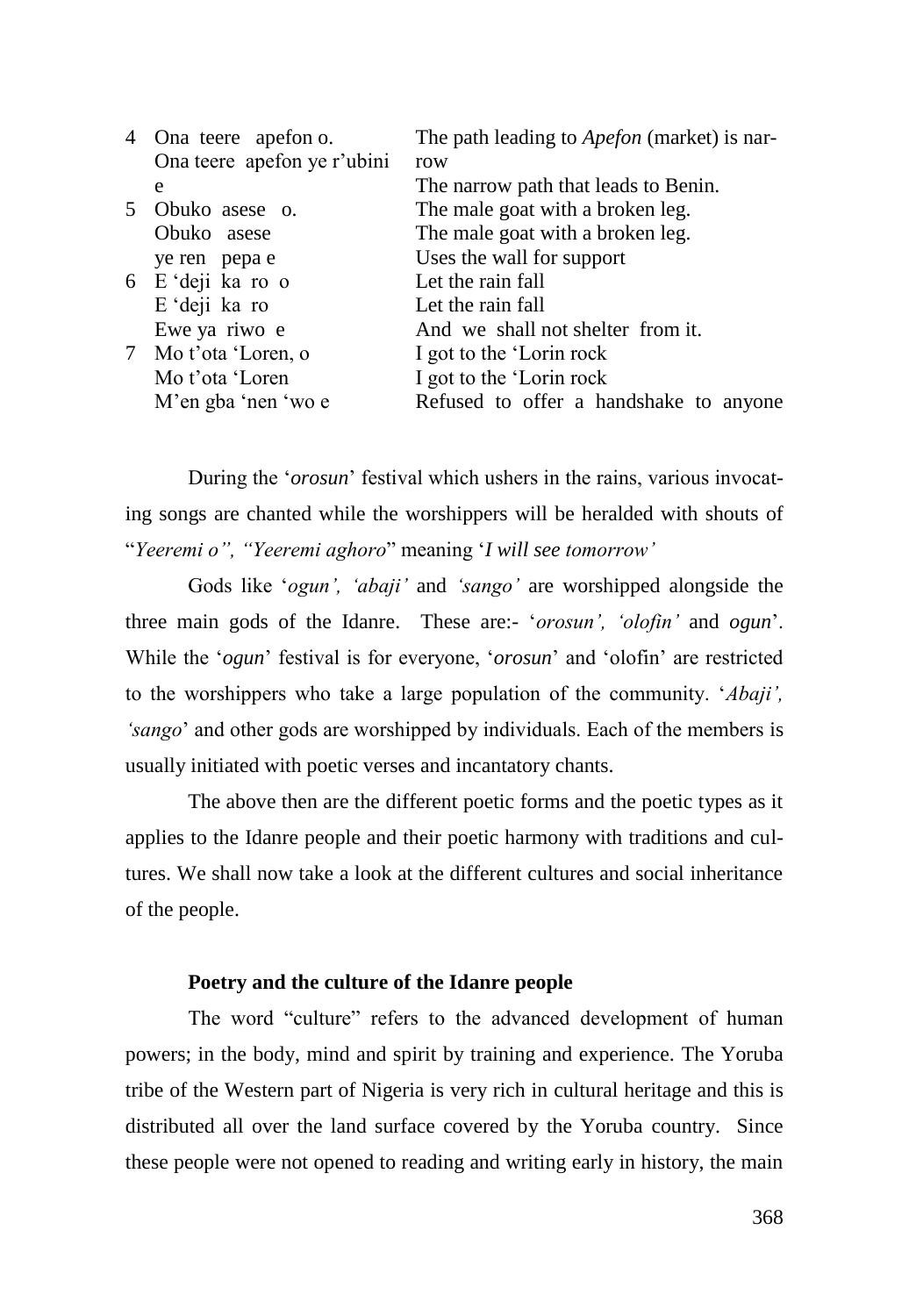| | | |
|---|---|---|
| 4 | Ona teere apefon o.<br>Ona teere apefon ye r'ubini e | The path leading to *Apefon* (market) is narrow<br>The narrow path that leads to Benin. |
| 5 | Obuko asese o.<br>Obuko asese<br>ye ren pepa e | The male goat with a broken leg.<br>The male goat with a broken leg.<br>Uses the wall for support |
| 6 | E 'deji ka ro o<br>E 'deji ka ro<br>Ewe ya riwo e | Let the rain fall<br>Let the rain fall<br>And we shall not shelter from it. |
| 7 | Mo t'ota 'Loren, o<br>Mo t'ota 'Loren<br>M'en gba 'nen 'wo e | I got to the 'Lorin rock<br>I got to the 'Lorin rock<br>Refused to offer a handshake to anyone |

During the '*orosun*' festival which ushers in the rains, various invocating songs are chanted while the worshippers will be heralded with shouts of "*Yeeremi o", "Yeeremi aghoro*" meaning '*I will see tomorrow'*

Gods like '*ogun', 'abaji'* and *'sango'* are worshipped alongside the three main gods of the Idanre. These are:- '*orosun', 'olofin'* and *ogun*'. While the '*ogun*' festival is for everyone, '*orosun*' and 'olofin' are restricted to the worshippers who take a large population of the community. '*Abaji', 'sango*' and other gods are worshipped by individuals. Each of the members is usually initiated with poetic verses and incantatory chants.

The above then are the different poetic forms and the poetic types as it applies to the Idanre people and their poetic harmony with traditions and cultures. We shall now take a look at the different cultures and social inheritance of the people.

**Poetry and the culture of the Idanre people**

The word "culture" refers to the advanced development of human powers; in the body, mind and spirit by training and experience. The Yoruba tribe of the Western part of Nigeria is very rich in cultural heritage and this is distributed all over the land surface covered by the Yoruba country. Since these people were not opened to reading and writing early in history, the main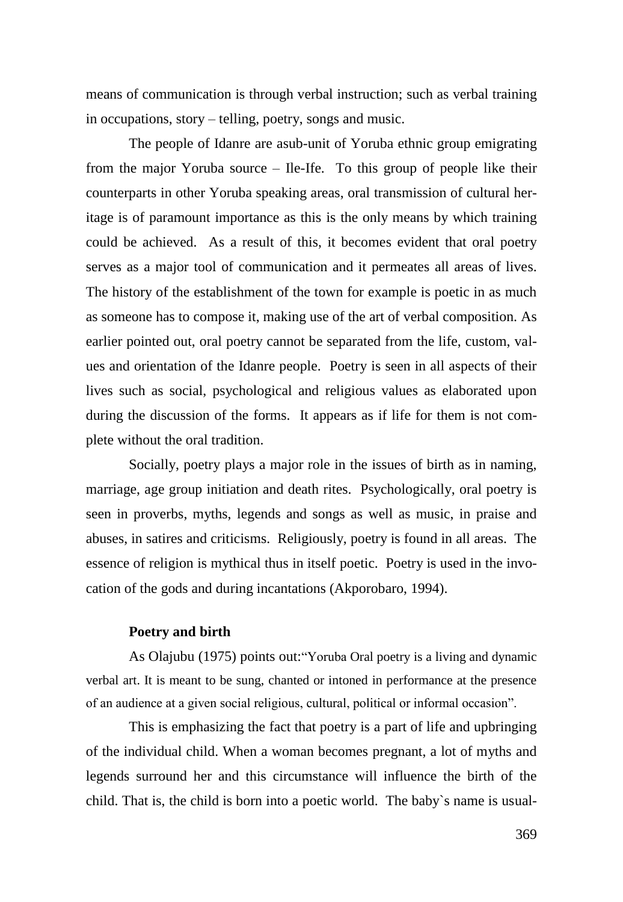means of communication is through verbal instruction; such as verbal training in occupations, story – telling, poetry, songs and music.

The people of Idanre are asub-unit of Yoruba ethnic group emigrating from the major Yoruba source – Ile-Ife. To this group of people like their counterparts in other Yoruba speaking areas, oral transmission of cultural heritage is of paramount importance as this is the only means by which training could be achieved. As a result of this, it becomes evident that oral poetry serves as a major tool of communication and it permeates all areas of lives. The history of the establishment of the town for example is poetic in as much as someone has to compose it, making use of the art of verbal composition. As earlier pointed out, oral poetry cannot be separated from the life, custom, values and orientation of the Idanre people. Poetry is seen in all aspects of their lives such as social, psychological and religious values as elaborated upon during the discussion of the forms. It appears as if life for them is not complete without the oral tradition.

Socially, poetry plays a major role in the issues of birth as in naming, marriage, age group initiation and death rites. Psychologically, oral poetry is seen in proverbs, myths, legends and songs as well as music, in praise and abuses, in satires and criticisms. Religiously, poetry is found in all areas. The essence of religion is mythical thus in itself poetic. Poetry is used in the invocation of the gods and during incantations (Akporobaro, 1994).

**Poetry and birth**

As Olajubu (1975) points out:"Yoruba Oral poetry is a living and dynamic verbal art. It is meant to be sung, chanted or intoned in performance at the presence of an audience at a given social religious, cultural, political or informal occasion".

This is emphasizing the fact that poetry is a part of life and upbringing of the individual child. When a woman becomes pregnant, a lot of myths and legends surround her and this circumstance will influence the birth of the child. That is, the child is born into a poetic world. The baby`s name is usual-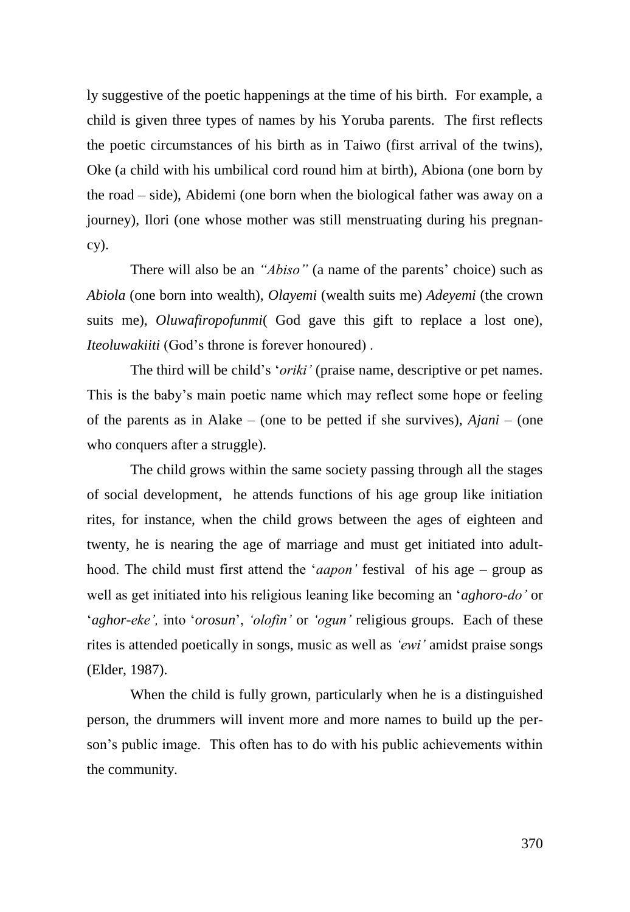ly suggestive of the poetic happenings at the time of his birth. For example, a child is given three types of names by his Yoruba parents. The first reflects the poetic circumstances of his birth as in Taiwo (first arrival of the twins), Oke (a child with his umbilical cord round him at birth), Abiona (one born by the road – side), Abidemi (one born when the biological father was away on a journey), Ilori (one whose mother was still menstruating during his pregnancy).

There will also be an *"Abiso"* (a name of the parents' choice) such as *Abiola* (one born into wealth), *Olayemi* (wealth suits me) *Adeyemi* (the crown suits me), *Oluwafiropofunmi*( God gave this gift to replace a lost one), *Iteoluwakiiti* (God's throne is forever honoured) .

The third will be child's '*oriki'* (praise name, descriptive or pet names. This is the baby's main poetic name which may reflect some hope or feeling of the parents as in Alake – (one to be petted if she survives), *Ajani* – (one who conquers after a struggle).

The child grows within the same society passing through all the stages of social development, he attends functions of his age group like initiation rites, for instance, when the child grows between the ages of eighteen and twenty, he is nearing the age of marriage and must get initiated into adulthood. The child must first attend the '*aapon'* festival of his age – group as well as get initiated into his religious leaning like becoming an '*aghoro-do'* or '*aghor-eke',* into '*orosun*', *'olofin'* or *'ogun'* religious groups. Each of these rites is attended poetically in songs, music as well as *'ewi'* amidst praise songs (Elder, 1987).

When the child is fully grown, particularly when he is a distinguished person, the drummers will invent more and more names to build up the person's public image. This often has to do with his public achievements within the community.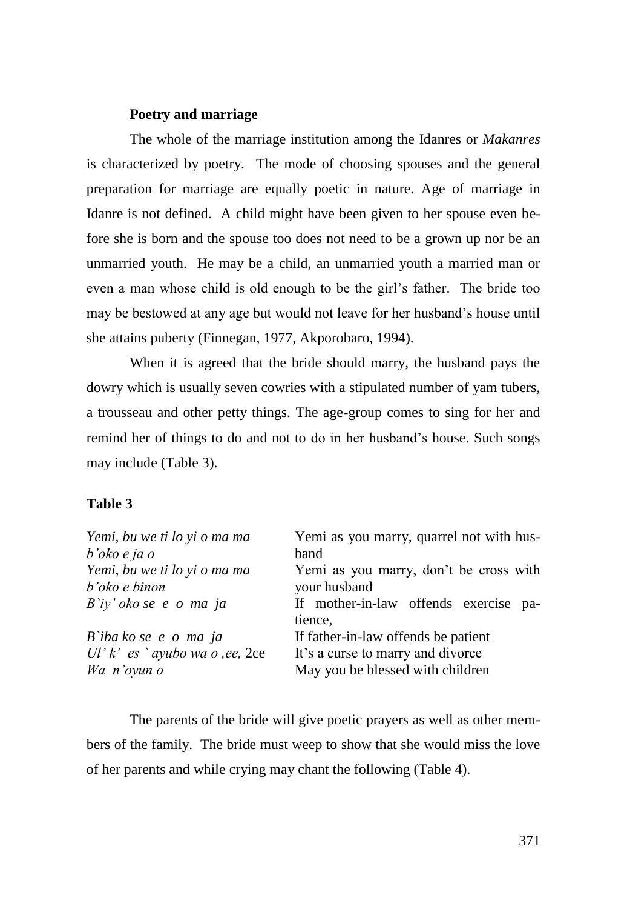**Poetry and marriage**

The whole of the marriage institution among the Idanres or *Makanres* is characterized by poetry. The mode of choosing spouses and the general preparation for marriage are equally poetic in nature. Age of marriage in Idanre is not defined. A child might have been given to her spouse even before she is born and the spouse too does not need to be a grown up nor be an unmarried youth. He may be a child, an unmarried youth a married man or even a man whose child is old enough to be the girl's father. The bride too may be bestowed at any age but would not leave for her husband's house until she attains puberty (Finnegan, 1977, Akporobaro, 1994).

When it is agreed that the bride should marry, the husband pays the dowry which is usually seven cowries with a stipulated number of yam tubers, a trousseau and other petty things. The age-group comes to sing for her and remind her of things to do and not to do in her husband's house. Such songs may include (Table 3).

**Table 3**

| | |
|---|---|
| *Yemi, bu we ti lo yi o ma ma b'oko e ja o* | Yemi as you marry, quarrel not with husband |
| *Yemi, bu we ti lo yi o ma ma b'oko e binon* | Yemi as you marry, don't be cross with your husband |
| *B`iy' oko se e o ma ja* | If mother-in-law offends exercise patience, |
| *B`iba ko se e o ma ja* | If father-in-law offends be patient |
| *Ul' k' es ` ayubo wa o ,ee,* 2ce | It's a curse to marry and divorce |
| *Wa n'oyun o* | May you be blessed with children |

The parents of the bride will give poetic prayers as well as other members of the family. The bride must weep to show that she would miss the love of her parents and while crying may chant the following (Table 4).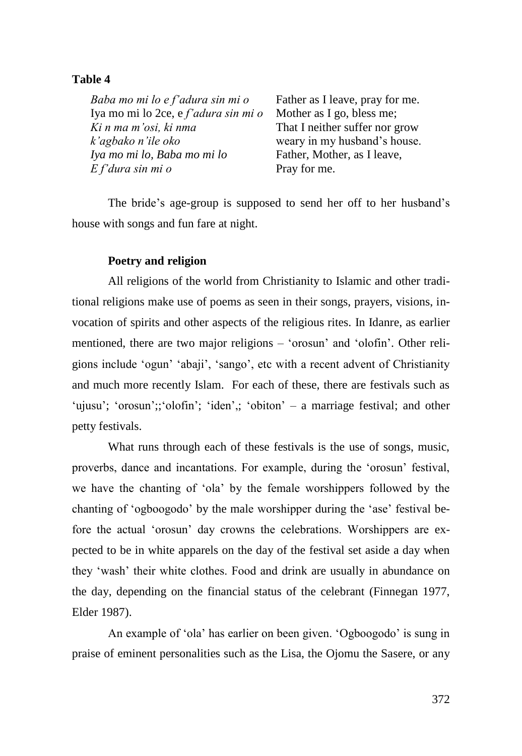**Table 4**

| | |
|---|---|
| *Baba mo mi lo e f'adura sin mi o* | Father as I leave, pray for me. |
| Iya mo mi lo 2ce, e *f'adura sin mi o* | Mother as I go, bless me; |
| *Ki n ma m'osi, ki nma* | That I neither suffer nor grow |
| *k'agbako n'ile oko* | weary in my husband's house. |
| *Iya mo mi lo, Baba mo mi lo* | Father, Mother, as I leave, |
| *E f'dura sin mi o* | Pray for me. |

The bride's age-group is supposed to send her off to her husband's house with songs and fun fare at night.

### Poetry and religion

All religions of the world from Christianity to Islamic and other traditional religions make use of poems as seen in their songs, prayers, visions, invocation of spirits and other aspects of the religious rites. In Idanre, as earlier mentioned, there are two major religions – 'orosun' and 'olofin'. Other religions include 'ogun' 'abaji', 'sango', etc with a recent advent of Christianity and much more recently Islam. For each of these, there are festivals such as 'ujusu'; 'orosun';;'olofin'; 'iden',; 'obiton' – a marriage festival; and other petty festivals.

What runs through each of these festivals is the use of songs, music, proverbs, dance and incantations. For example, during the 'orosun' festival, we have the chanting of 'ola' by the female worshippers followed by the chanting of 'ogboogodo' by the male worshipper during the 'ase' festival before the actual 'orosun' day crowns the celebrations. Worshippers are expected to be in white apparels on the day of the festival set aside a day when they 'wash' their white clothes. Food and drink are usually in abundance on the day, depending on the financial status of the celebrant (Finnegan 1977, Elder 1987).

An example of 'ola' has earlier on been given. 'Ogboogodo' is sung in praise of eminent personalities such as the Lisa, the Ojomu the Sasere, or any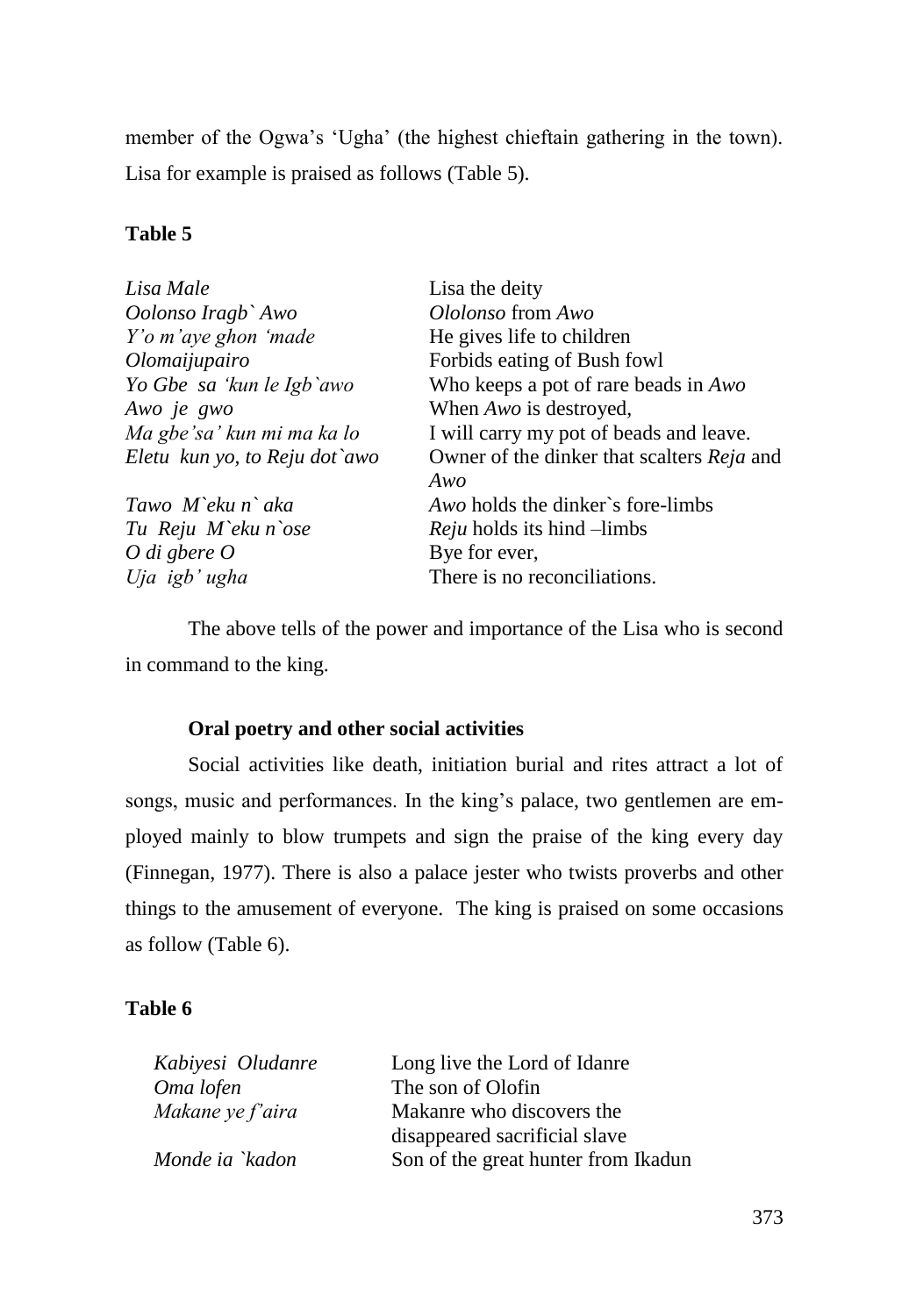member of the Ogwa's 'Ugha' (the highest chieftain gathering in the town). Lisa for example is praised as follows (Table 5).

**Table 5**

| | |
|---|---|
| *Lisa Male* | Lisa the deity |
| *Oolonso Iragb` Awo* | *Ololonso* from *Awo* |
| *Y'o m'aye ghon 'made* | He gives life to children |
| *Olomaijupairo* | Forbids eating of Bush fowl |
| *Yo Gbe sa 'kun le Igb`awo* | Who keeps a pot of rare beads in *Awo* |
| *Awo je gwo* | When *Awo* is destroyed, |
| *Ma gbe'sa' kun mi ma ka lo* | I will carry my pot of beads and leave. |
| *Eletu kun yo, to Reju dot`awo* | Owner of the dinker that scalters *Reja* and *Awo* |
| *Tawo M`eku n` aka* | *Awo* holds the dinker`s fore-limbs |
| *Tu Reju M`eku n`ose* | *Reju* holds its hind –limbs |
| *O di gbere O* | Bye for ever, |
| *Uja igb' ugha* | There is no reconciliations. |

The above tells of the power and importance of the Lisa who is second in command to the king.

**Oral poetry and other social activities**

Social activities like death, initiation burial and rites attract a lot of songs, music and performances. In the king's palace, two gentlemen are employed mainly to blow trumpets and sign the praise of the king every day (Finnegan, 1977). There is also a palace jester who twists proverbs and other things to the amusement of everyone. The king is praised on some occasions as follow (Table 6).

**Table 6**

| | |
|---|---|
| *Kabiyesi Oludanre* | Long live the Lord of Idanre |
| *Oma lofen* | The son of Olofin |
| *Makane ye f'aira* | Makanre who discovers the disappeared sacrificial slave |
| *Monde ia `kadon* | Son of the great hunter from Ikadun |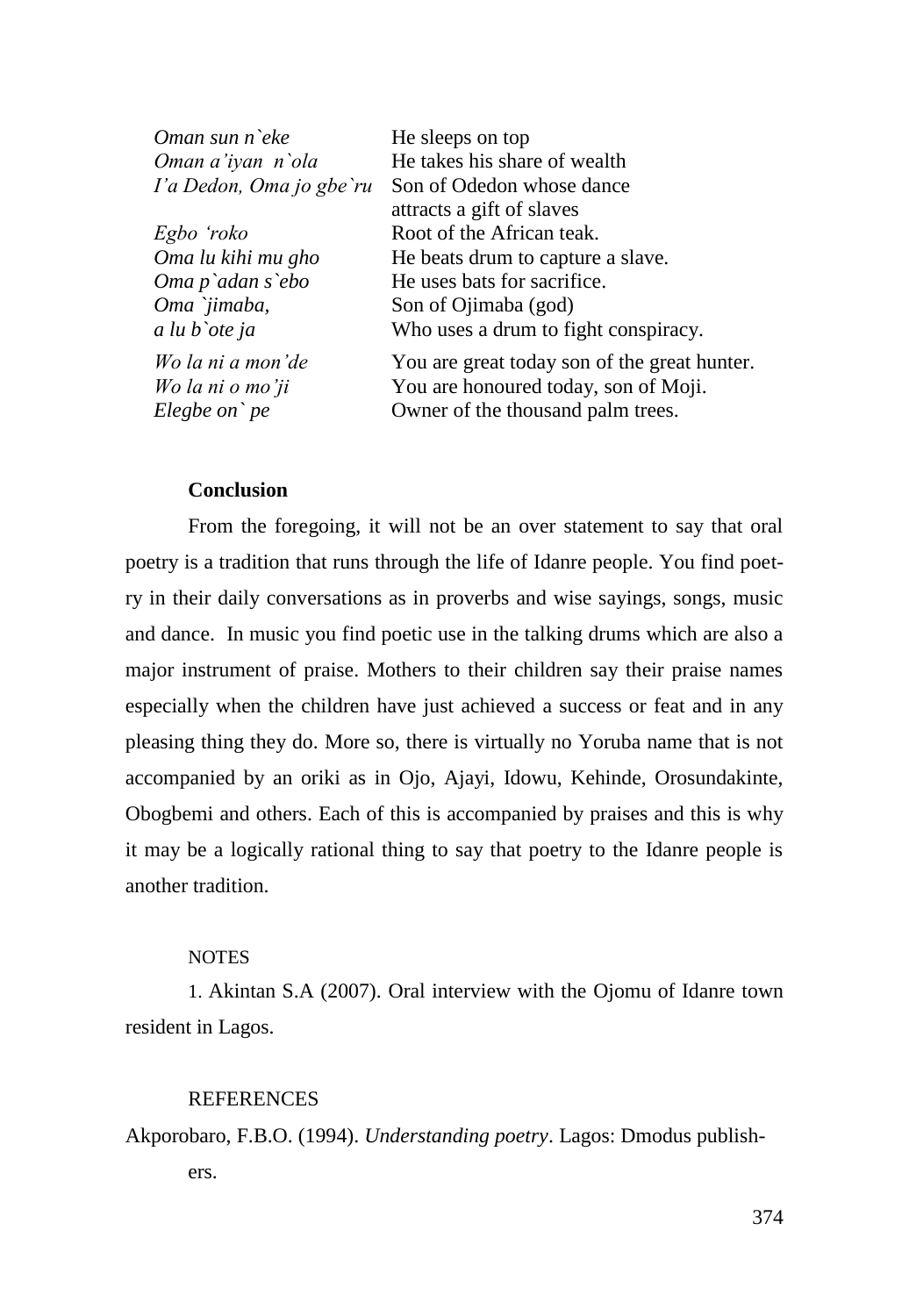| | |
|---|---|
| *Oman sun n`eke* | He sleeps on top |
| *Oman a'iyan n`ola* | He takes his share of wealth |
| *I'a Dedon, Oma jo gbe`ru* | Son of Odedon whose dance attracts a gift of slaves |
| *Egbo 'roko* | Root of the African teak. |
| *Oma lu kihi mu gho* | He beats drum to capture a slave. |
| *Oma p`adan s`ebo* | He uses bats for sacrifice. |
| *Oma `jimaba,* | Son of Ojimaba (god) |
| *a lu b`ote ja* | Who uses a drum to fight conspiracy. |
| *Wo la ni a mon'de* | You are great today son of the great hunter. |
| *Wo la ni o mo'ji* | You are honoured today, son of Moji. |
| *Elegbe on` pe* | Owner of the thousand palm trees. |

**Conclusion**

From the foregoing, it will not be an over statement to say that oral poetry is a tradition that runs through the life of Idanre people. You find poetry in their daily conversations as in proverbs and wise sayings, songs, music and dance. In music you find poetic use in the talking drums which are also a major instrument of praise. Mothers to their children say their praise names especially when the children have just achieved a success or feat and in any pleasing thing they do. More so, there is virtually no Yoruba name that is not accompanied by an oriki as in Ojo, Ajayi, Idowu, Kehinde, Orosundakinte, Obogbemi and others. Each of this is accompanied by praises and this is why it may be a logically rational thing to say that poetry to the Idanre people is another tradition.

NOTES

1. Akintan S.A (2007). Oral interview with the Ojomu of Idanre town resident in Lagos.

REFERENCES

Akporobaro, F.B.O. (1994). *Understanding poetry*. Lagos: Dmodus publishers.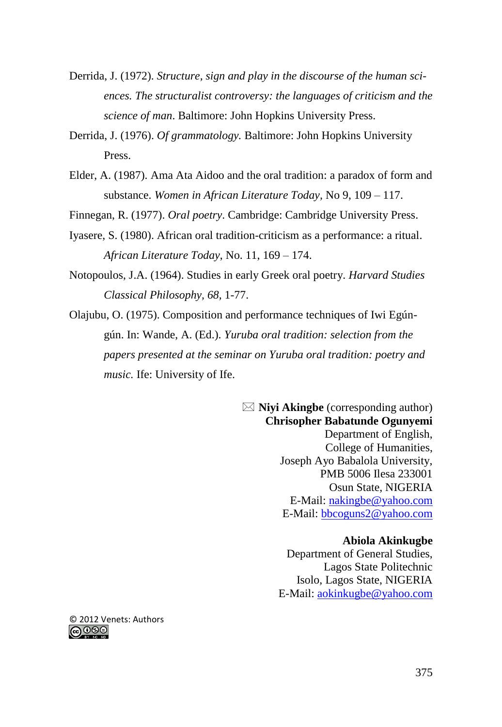Derrida, J. (1972). *Structure, sign and play in the discourse of the human sciences. The structuralist controversy: the languages of criticism and the science of man*. Baltimore: John Hopkins University Press.

Derrida, J. (1976). *Of grammatology.* Baltimore: John Hopkins University Press.

Elder, A. (1987). Ama Ata Aidoo and the oral tradition: a paradox of form and substance. *Women in African Literature Today,* No 9, 109 – 117.

Finnegan, R. (1977). *Oral poetry*. Cambridge: Cambridge University Press.

Iyasere, S. (1980). African oral tradition-criticism as a performance: a ritual. *African Literature Today*, No. 11, 169 – 174.

Notopoulos, J.A. (1964). Studies in early Greek oral poetry. *Harvard Studies Classical Philosophy, 68,* 1-77.

Olajubu, O. (1975). Composition and performance techniques of Iwi Egúngún. In: Wande, A. (Ed.). *Yuruba oral tradition: selection from the papers presented at the seminar on Yuruba oral tradition: poetry and music.* Ife: University of Ife.

✉ **Niyi Akingbe** (corresponding author)
**Chrisopher Babatunde Ogunyemi**
Department of English,
College of Humanities,
Joseph Ayo Babalola University,
PMB 5006 Ilesa 233001
Osun State, NIGERIA
E-Mail: nakingbe@yahoo.com
E-Mail: bbcoguns2@yahoo.com

**Abiola Akinkugbe**
Department of General Studies,
Lagos State Politechnic
Isolo, Lagos State, NIGERIA
E-Mail: aokinkugbe@yahoo.com

© 2012 Venets: Authors